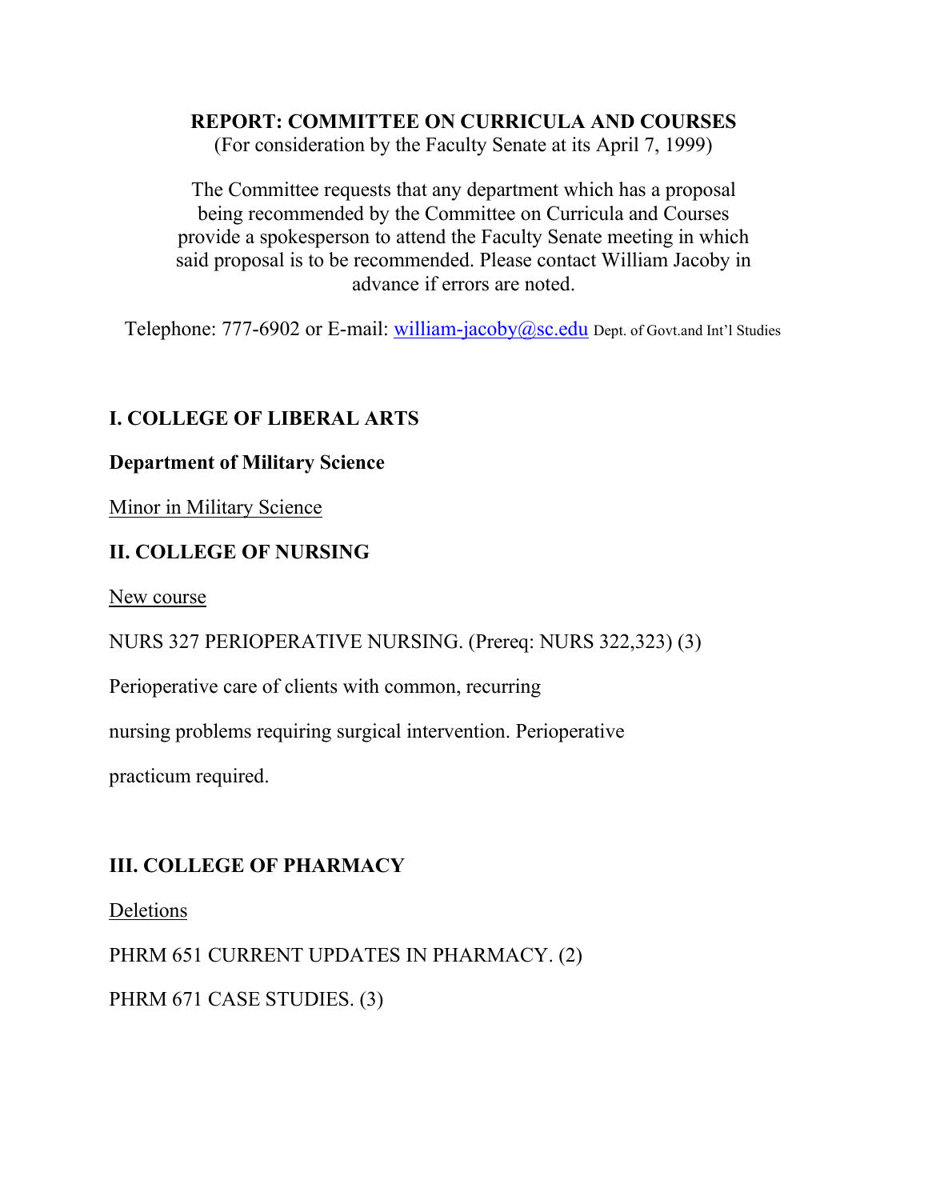**REPORT: COMMITTEE ON CURRICULA AND COURSES**

(For consideration by the Faculty Senate at its April 7, 1999)

The Committee requests that any department which has a proposal being recommended by the Committee on Curricula and Courses provide a spokesperson to attend the Faculty Senate meeting in which said proposal is to be recommended. Please contact William Jacoby in advance if errors are noted.

Telephone: 777-6902 or E-mail: [william-jacoby@sc.edu](mailto:william-jacoby@sc.edu) Dept. of Govt.and Int'l Studies

## I. COLLEGE OF LIBERAL ARTS

### Department of Military Science

<u>Minor in Military Science</u>

## II. COLLEGE OF NURSING

<u>New course</u>

NURS 327 PERIOPERATIVE NURSING. (Prereq: NURS 322,323) (3)

Perioperative care of clients with common, recurring nursing problems requiring surgical intervention. Perioperative practicum required.

## III. COLLEGE OF PHARMACY

<u>Deletions</u>

PHRM 651 CURRENT UPDATES IN PHARMACY. (2)

PHRM 671 CASE STUDIES. (3)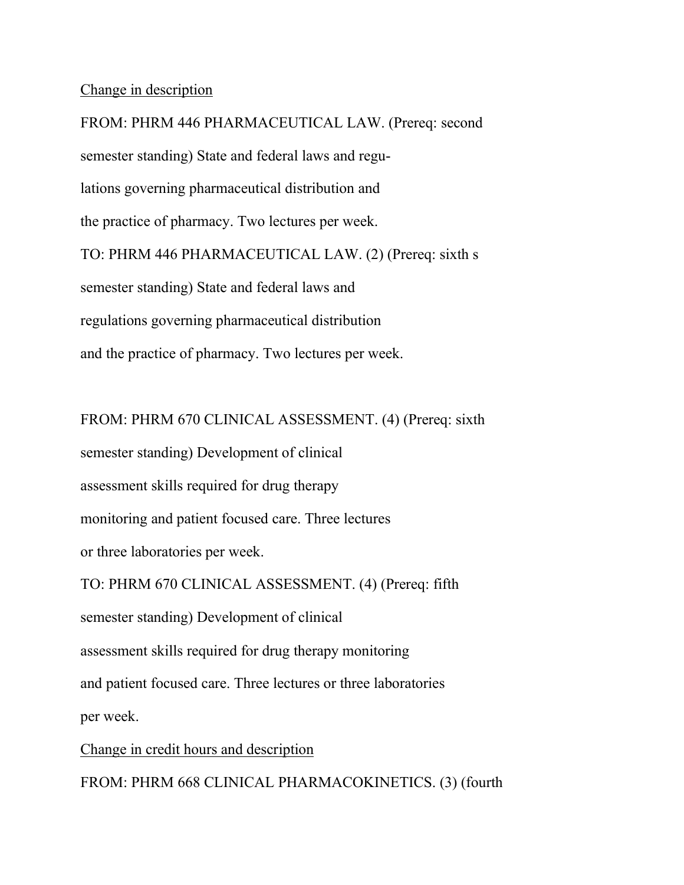Change in description

FROM: PHRM 446 PHARMACEUTICAL LAW. (Prereq: second semester standing) State and federal laws and regulations governing pharmaceutical distribution and the practice of pharmacy. Two lectures per week.

TO: PHRM 446 PHARMACEUTICAL LAW. (2) (Prereq: sixth s semester standing) State and federal laws and regulations governing pharmaceutical distribution and the practice of pharmacy. Two lectures per week.

FROM: PHRM 670 CLINICAL ASSESSMENT. (4) (Prereq: sixth semester standing) Development of clinical assessment skills required for drug therapy monitoring and patient focused care. Three lectures or three laboratories per week.

TO: PHRM 670 CLINICAL ASSESSMENT. (4) (Prereq: fifth semester standing) Development of clinical assessment skills required for drug therapy monitoring and patient focused care. Three lectures or three laboratories per week.

Change in credit hours and description

FROM: PHRM 668 CLINICAL PHARMACOKINETICS. (3) (fourth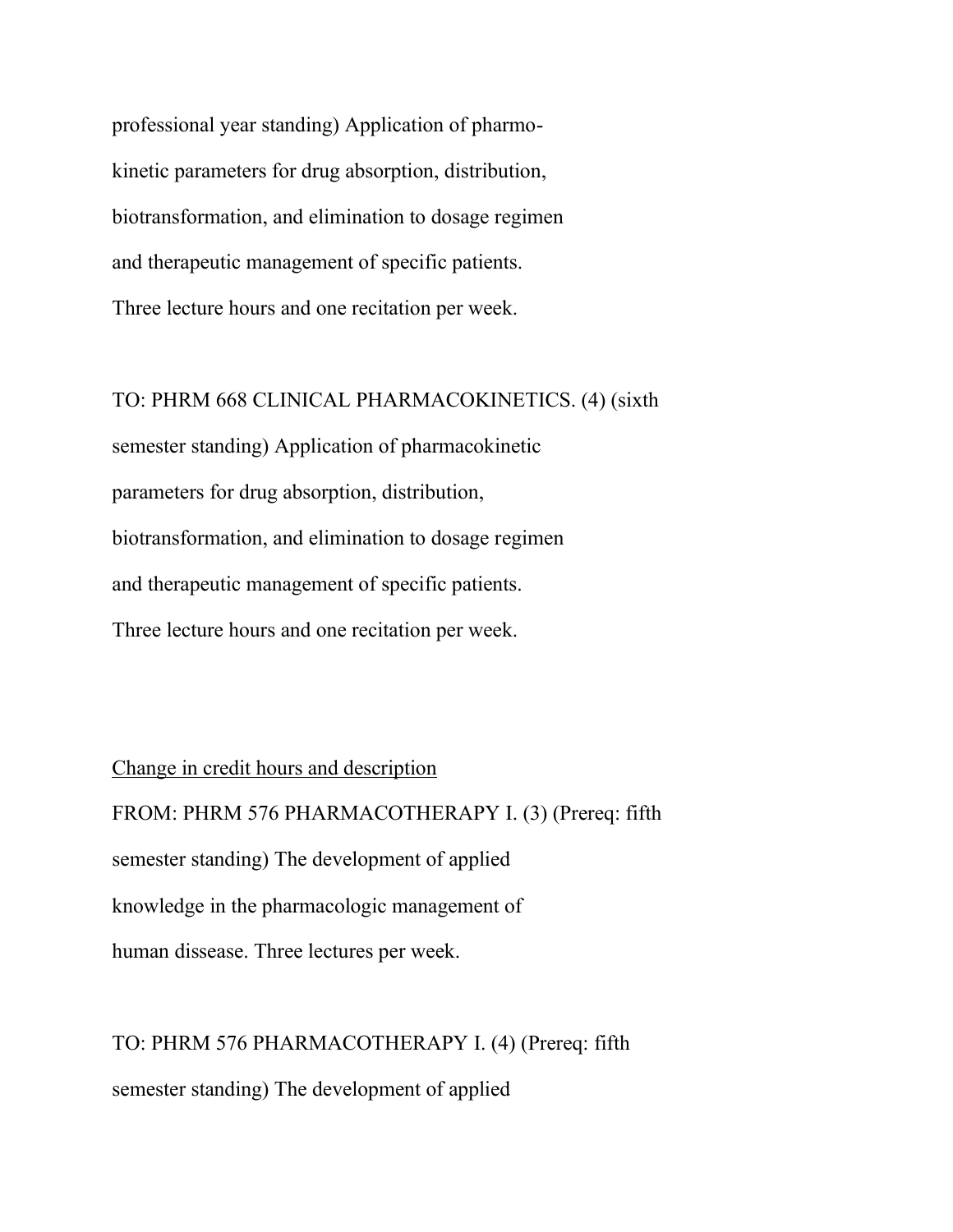professional year standing) Application of pharmo-
kinetic parameters for drug absorption, distribution,
biotransformation, and elimination to dosage regimen
and therapeutic management of specific patients.
Three lecture hours and one recitation per week.

TO: PHRM 668 CLINICAL PHARMACOKINETICS. (4) (sixth
semester standing) Application of pharmacokinetic
parameters for drug absorption, distribution,
biotransformation, and elimination to dosage regimen
and therapeutic management of specific patients.
Three lecture hours and one recitation per week.

<u>Change in credit hours and description</u>

FROM: PHRM 576 PHARMACOTHERAPY I. (3) (Prereq: fifth
semester standing) The development of applied
knowledge in the pharmacologic management of
human dissease. Three lectures per week.

TO: PHRM 576 PHARMACOTHERAPY I. (4) (Prereq: fifth
semester standing) The development of applied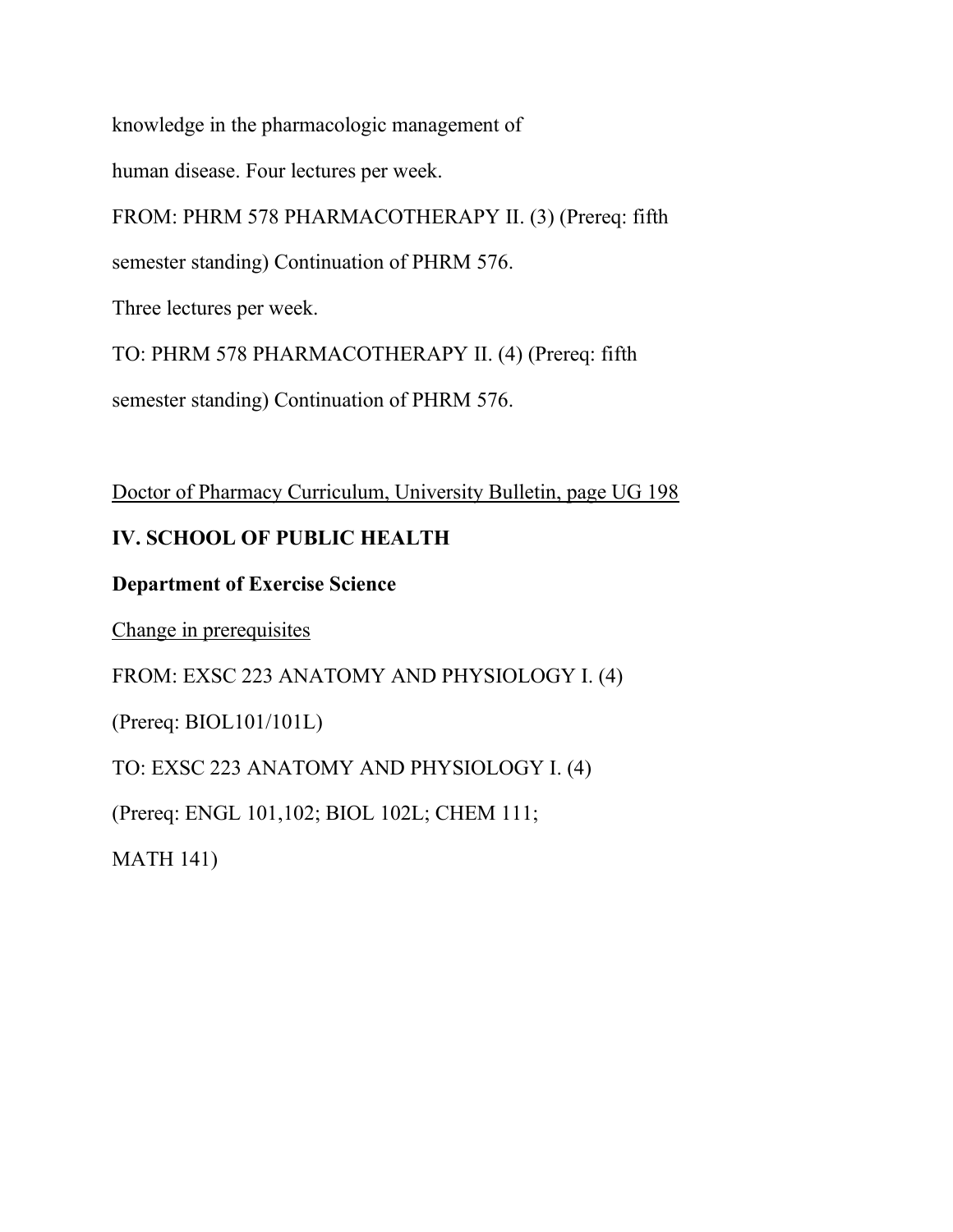knowledge in the pharmacologic management of human disease. Four lectures per week.

FROM: PHRM 578 PHARMACOTHERAPY II. (3) (Prereq: fifth semester standing) Continuation of PHRM 576. Three lectures per week.

TO: PHRM 578 PHARMACOTHERAPY II. (4) (Prereq: fifth semester standing) Continuation of PHRM 576.

<u>Doctor of Pharmacy Curriculum, University Bulletin, page UG 198</u>

**IV. SCHOOL OF PUBLIC HEALTH**

**Department of Exercise Science**

<u>Change in prerequisites</u>

FROM: EXSC 223 ANATOMY AND PHYSIOLOGY I. (4) (Prereq: BIOL101/101L)

TO: EXSC 223 ANATOMY AND PHYSIOLOGY I. (4) (Prereq: ENGL 101,102; BIOL 102L; CHEM 111; MATH 141)